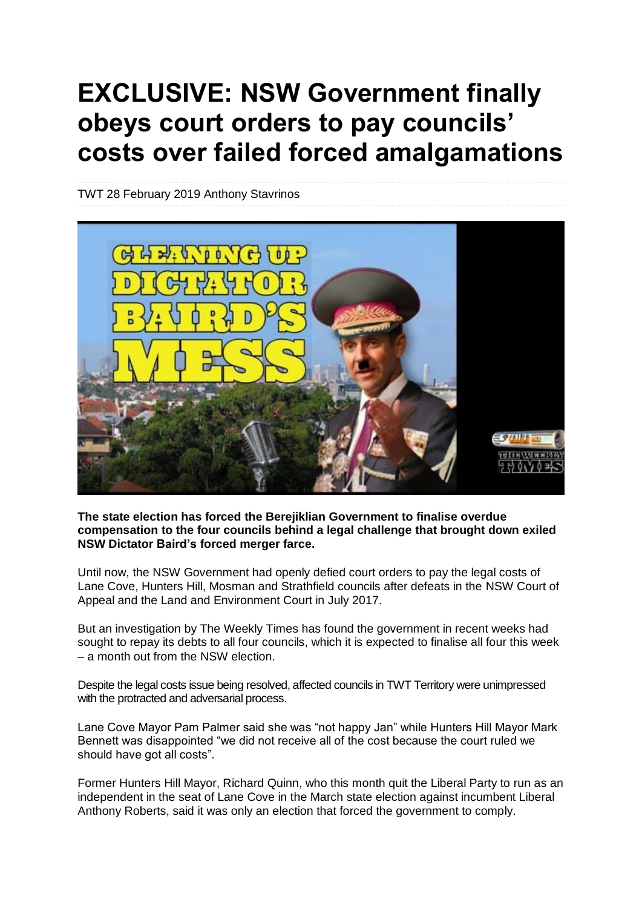# EXCLUSIVE: NSW Government finally obeys court orders to pay councils' costs over failed forced amalgamations

TWT 28 February 2019 Anthony Stavrinos

**The state election has forced the Berejiklian Government to finalise overdue compensation to the four councils behind a legal challenge that brought down exiled NSW Dictator Baird's forced merger farce.**

Until now, the NSW Government had openly defied court orders to pay the legal costs of Lane Cove, Hunters Hill, Mosman and Strathfield councils after defeats in the NSW Court of Appeal and the Land and Environment Court in July 2017.

But an investigation by The Weekly Times has found the government in recent weeks had sought to repay its debts to all four councils, which it is expected to finalise all four this week – a month out from the NSW election.

Despite the legal costs issue being resolved, affected councils in TWT Territory were unimpressed with the protracted and adversarial process.

Lane Cove Mayor Pam Palmer said she was "not happy Jan" while Hunters Hill Mayor Mark Bennett was disappointed "we did not receive all of the cost because the court ruled we should have got all costs".

Former Hunters Hill Mayor, Richard Quinn, who this month quit the Liberal Party to run as an independent in the seat of Lane Cove in the March state election against incumbent Liberal Anthony Roberts, said it was only an election that forced the government to comply.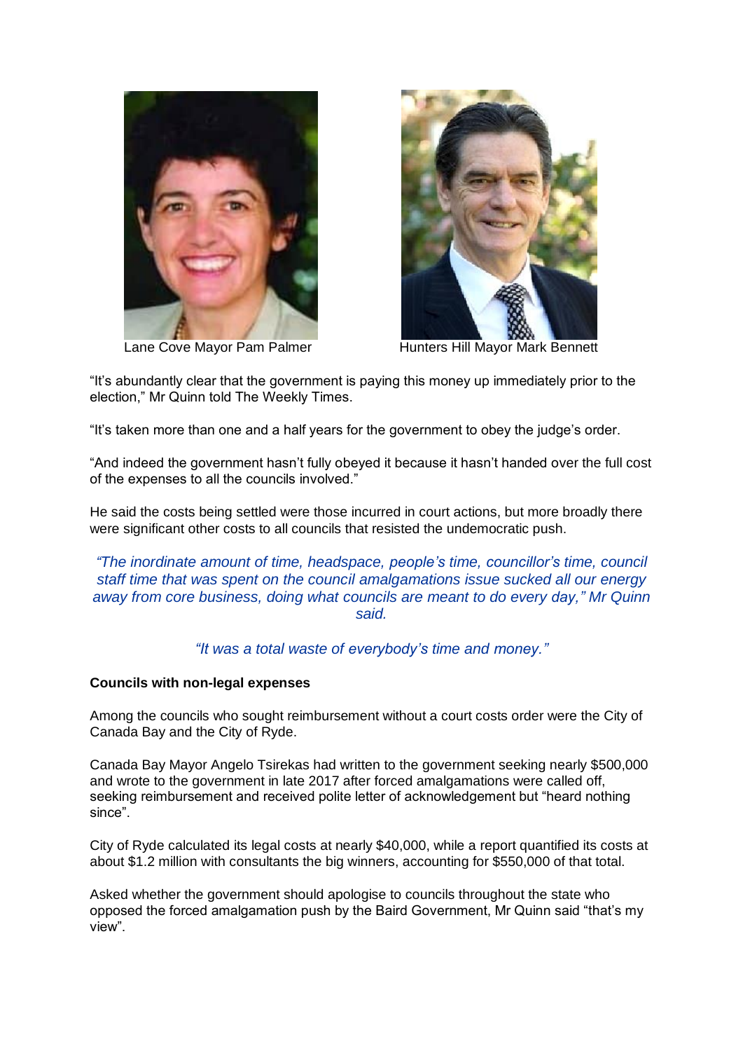Lane Cove Mayor Pam Palmer

Hunters Hill Mayor Mark Bennett

"It's abundantly clear that the government is paying this money up immediately prior to the election," Mr Quinn told The Weekly Times.

"It's taken more than one and a half years for the government to obey the judge's order.

"And indeed the government hasn't fully obeyed it because it hasn't handed over the full cost of the expenses to all the councils involved."

He said the costs being settled were those incurred in court actions, but more broadly there were significant other costs to all councils that resisted the undemocratic push.

*"The inordinate amount of time, headspace, people's time, councillor's time, council staff time that was spent on the council amalgamations issue sucked all our energy away from core business, doing what councils are meant to do every day," Mr Quinn said.*

*"It was a total waste of everybody's time and money."*

**Councils with non-legal expenses**

Among the councils who sought reimbursement without a court costs order were the City of Canada Bay and the City of Ryde.

Canada Bay Mayor Angelo Tsirekas had written to the government seeking nearly $500,000 and wrote to the government in late 2017 after forced amalgamations were called off, seeking reimbursement and received polite letter of acknowledgement but "heard nothing since".

City of Ryde calculated its legal costs at nearly $40,000, while a report quantified its costs at about $1.2 million with consultants the big winners, accounting for $550,000 of that total.

Asked whether the government should apologise to councils throughout the state who opposed the forced amalgamation push by the Baird Government, Mr Quinn said "that's my view".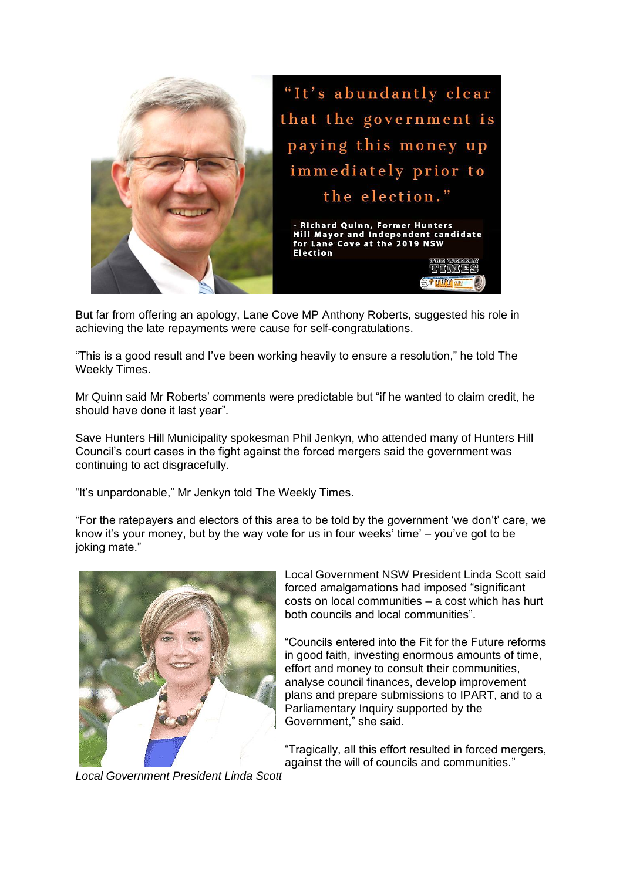"It's abundantly clear that the government is paying this money up immediately prior to the election."

- Richard Quinn, Former Hunters Hill Mayor and Independent candidate for Lane Cove at the 2019 NSW Election

But far from offering an apology, Lane Cove MP Anthony Roberts, suggested his role in achieving the late repayments were cause for self-congratulations.

"This is a good result and I've been working heavily to ensure a resolution," he told The Weekly Times.

Mr Quinn said Mr Roberts' comments were predictable but "if he wanted to claim credit, he should have done it last year".

Save Hunters Hill Municipality spokesman Phil Jenkyn, who attended many of Hunters Hill Council's court cases in the fight against the forced mergers said the government was continuing to act disgracefully.

"It's unpardonable," Mr Jenkyn told The Weekly Times.

"For the ratepayers and electors of this area to be told by the government 'we don't' care, we know it's your money, but by the way vote for us in four weeks' time' – you've got to be joking mate."

Local Government NSW President Linda Scott said forced amalgamations had imposed "significant costs on local communities – a cost which has hurt both councils and local communities".

"Councils entered into the Fit for the Future reforms in good faith, investing enormous amounts of time, effort and money to consult their communities, analyse council finances, develop improvement plans and prepare submissions to IPART, and to a Parliamentary Inquiry supported by the Government," she said.

"Tragically, all this effort resulted in forced mergers, against the will of councils and communities."

*Local Government President Linda Scott*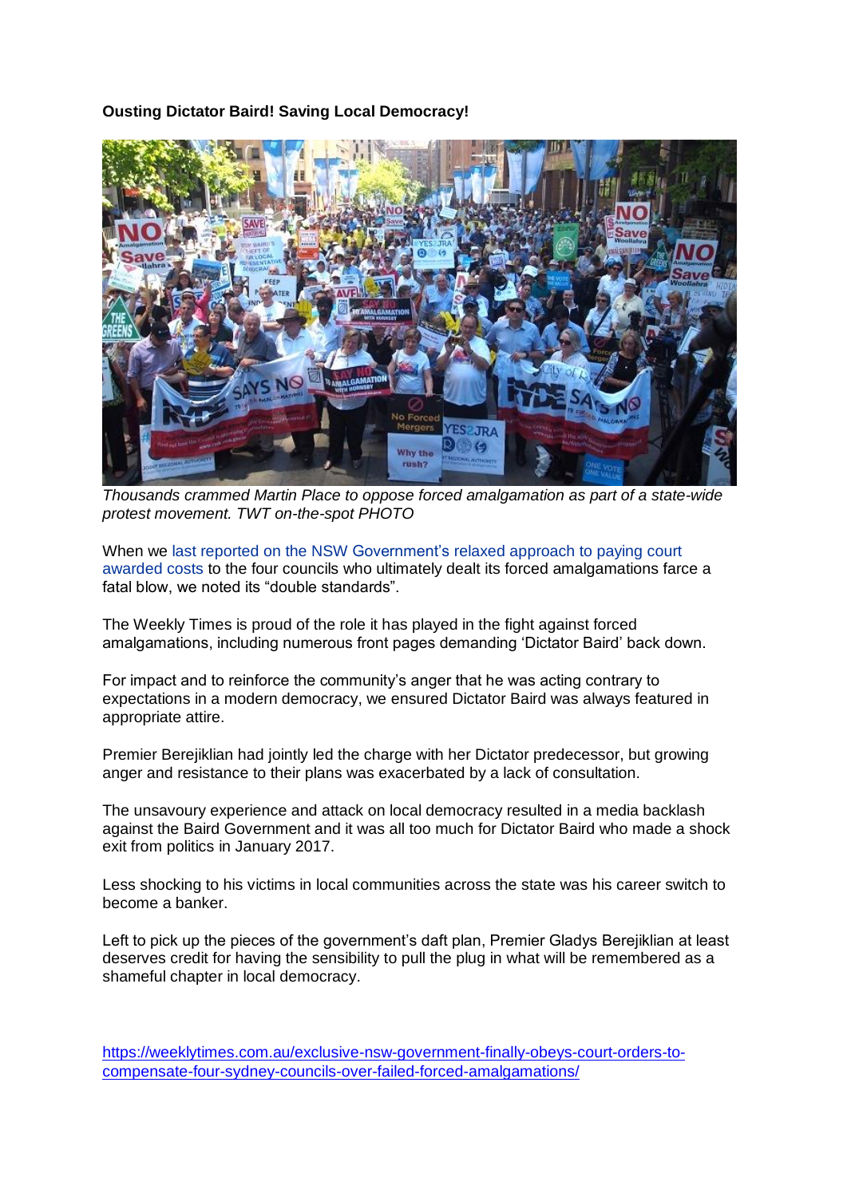**Ousting Dictator Baird! Saving Local Democracy!**

*Thousands crammed Martin Place to oppose forced amalgamation as part of a state-wide protest movement. TWT on-the-spot PHOTO*

When we last reported on the NSW Government's relaxed approach to paying court awarded costs to the four councils who ultimately dealt its forced amalgamations farce a fatal blow, we noted its "double standards".

The Weekly Times is proud of the role it has played in the fight against forced amalgamations, including numerous front pages demanding 'Dictator Baird' back down.

For impact and to reinforce the community's anger that he was acting contrary to expectations in a modern democracy, we ensured Dictator Baird was always featured in appropriate attire.

Premier Berejiklian had jointly led the charge with her Dictator predecessor, but growing anger and resistance to their plans was exacerbated by a lack of consultation.

The unsavoury experience and attack on local democracy resulted in a media backlash against the Baird Government and it was all too much for Dictator Baird who made a shock exit from politics in January 2017.

Less shocking to his victims in local communities across the state was his career switch to become a banker.

Left to pick up the pieces of the government's daft plan, Premier Gladys Berejiklian at least deserves credit for having the sensibility to pull the plug in what will be remembered as a shameful chapter in local democracy.

https://weeklytimes.com.au/exclusive-nsw-government-finally-obeys-court-orders-to-compensate-four-sydney-councils-over-failed-forced-amalgamations/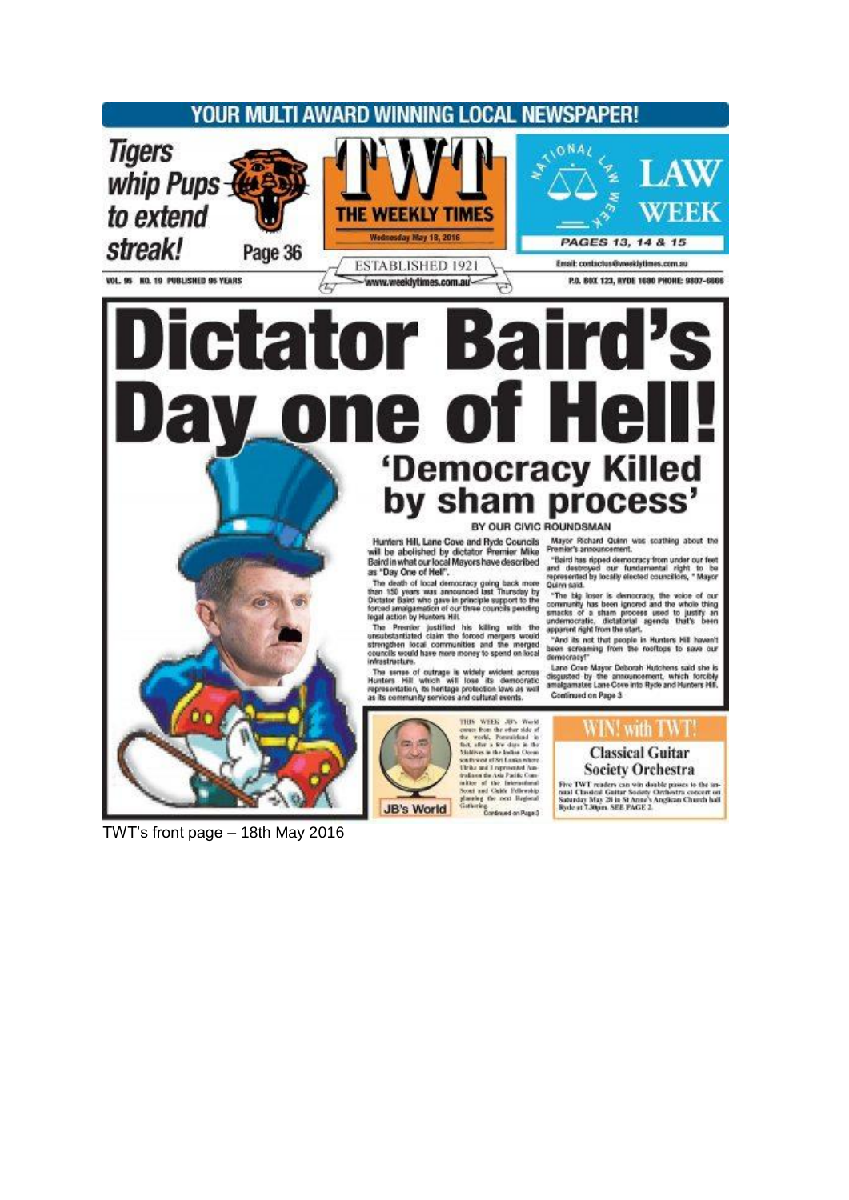YOUR MULTI AWARD WINNING LOCAL NEWSPAPER!

**Tigers whip Pups to extend streak!** Page 36

# TWT
THE WEEKLY TIMES
Wednesday May 18, 2016

ESTABLISHED 1921
www.weeklytimes.com.au

NATIONAL LAW WEEK
**LAW WEEK**
PAGES 13, 14 & 15

VOL. 95 NO. 19 PUBLISHED 95 YEARS

Email: contactus@weeklytimes.com.au
P.O. BOX 123, RYDE 1680 PHONE: 9807-6666

# Dictator Baird's Day one of Hell!

## 'Democracy Killed by sham process'

BY OUR CIVIC ROUNDSMAN

Hunters Hill, Lane Cove and Ryde Councils will be abolished by dictator Premier Mike Baird in what our local Mayors have described as "Day One of Hell".

The death of local democracy going back more than 150 years was announced last Thursday by Dictator Baird who gave in principle support to the forced amalgamation of our three councils pending legal action by Hunters Hill.

The Premier justified his killing with the unsubstantiated claim the forced mergers would strengthen local communities and the merged councils would have more money to spend on local infrastructure.

The sense of outrage is widely evident across Hunters Hill which will lose its democratic representation, its heritage protection laws as well as its community services and cultural events.

Mayor Richard Quinn was scathing about the Premier's announcement.

"Baird has ripped democracy from under our feet and destroyed our fundamental right to be represented by locally elected councillors, " Mayor Quinn said.

"The big loser is democracy, the voice of our community has been ignored and the whole thing smacks of a sham process used to justify an undemocratic, dictatorial agenda that's been apparent right from the start.

"And its not that people in Hunters Hill haven't been screaming from the rooftops to save our democracy!"

Lane Cove Mayor Deborah Hutchens said she is disgusted by the announcement, which forcibly amalgamates Lane Cove into Ryde and Hunters Hill.

Continued on Page 3

**JB's World**

THIS WEEK JB's World comes from the other side of the world. Penned in fact, after a few days in the Maldives in the Indian Ocean south west of Sri Lanka where Ulrike and I represented Australia on the Asia Pacific Committee of the International Scout and Guide Fellowship planning the next Regional Gathering.

Continued on Page 3

**WIN! with TWT!**

**Classical Guitar Society Orchestra**

Five TWT readers can win double passes to the annual Classical Guitar Society Orchestra concert on Saturday May 28 in St Anne's Anglican Church hall Ryde at 7.30pm. SEE PAGE 2.

TWT's front page – 18th May 2016